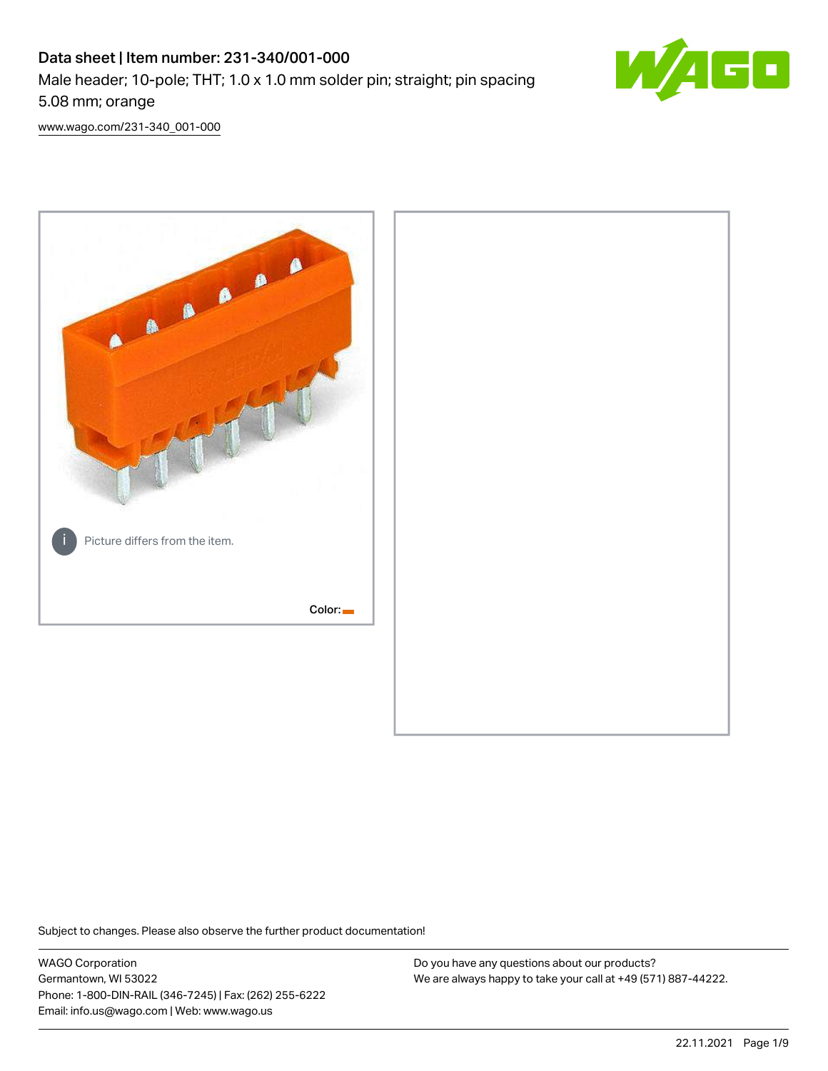# Data sheet | Item number: 231-340/001-000

Male header; 10-pole; THT; 1.0 x 1.0 mm solder pin; straight; pin spacing 5.08 mm; orange

[www.wago.com/231-340_001-000](www.wago.com/231-340_001-000)

Picture differs from the item.

Color:

Subject to changes. Please also observe the further product documentation!

WAGO Corporation
Germantown, WI 53022
Phone: 1-800-DIN-RAIL (346-7245) | Fax: (262) 255-6222
Email: info.us@wago.com | Web: www.wago.us

Do you have any questions about our products?
We are always happy to take your call at +49 (571) 887-44222.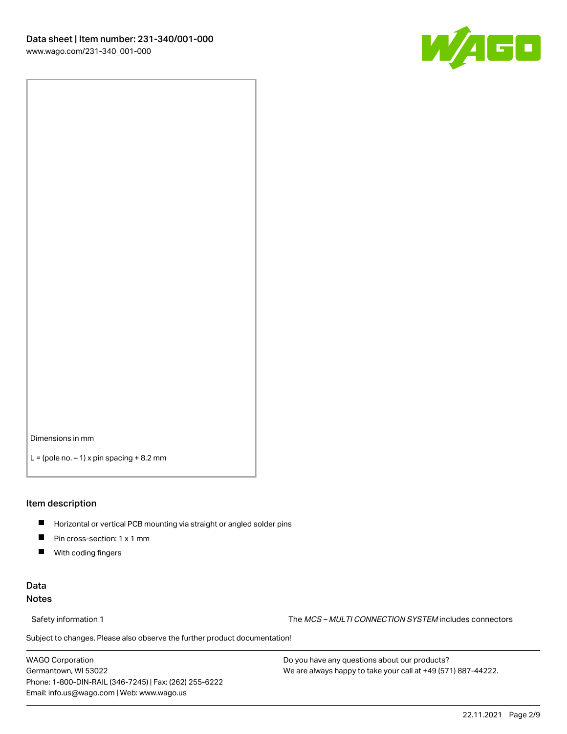Dimensions in mm

L = (pole no. – 1) x pin spacing + 8.2 mm

## Item description

- Horizontal or vertical PCB mounting via straight or angled solder pins
- Pin cross-section: 1 x 1 mm
- With coding fingers

## Data

### Notes

Safety information 1 — The *MCS – MULTI CONNECTION SYSTEM* includes connectors

Subject to changes. Please also observe the further product documentation!

WAGO Corporation
Germantown, WI 53022
Phone: 1-800-DIN-RAIL (346-7245) | Fax: (262) 255-6222
Email: info.us@wago.com | Web: www.wago.us

Do you have any questions about our products?
We are always happy to take your call at +49 (571) 887-44222.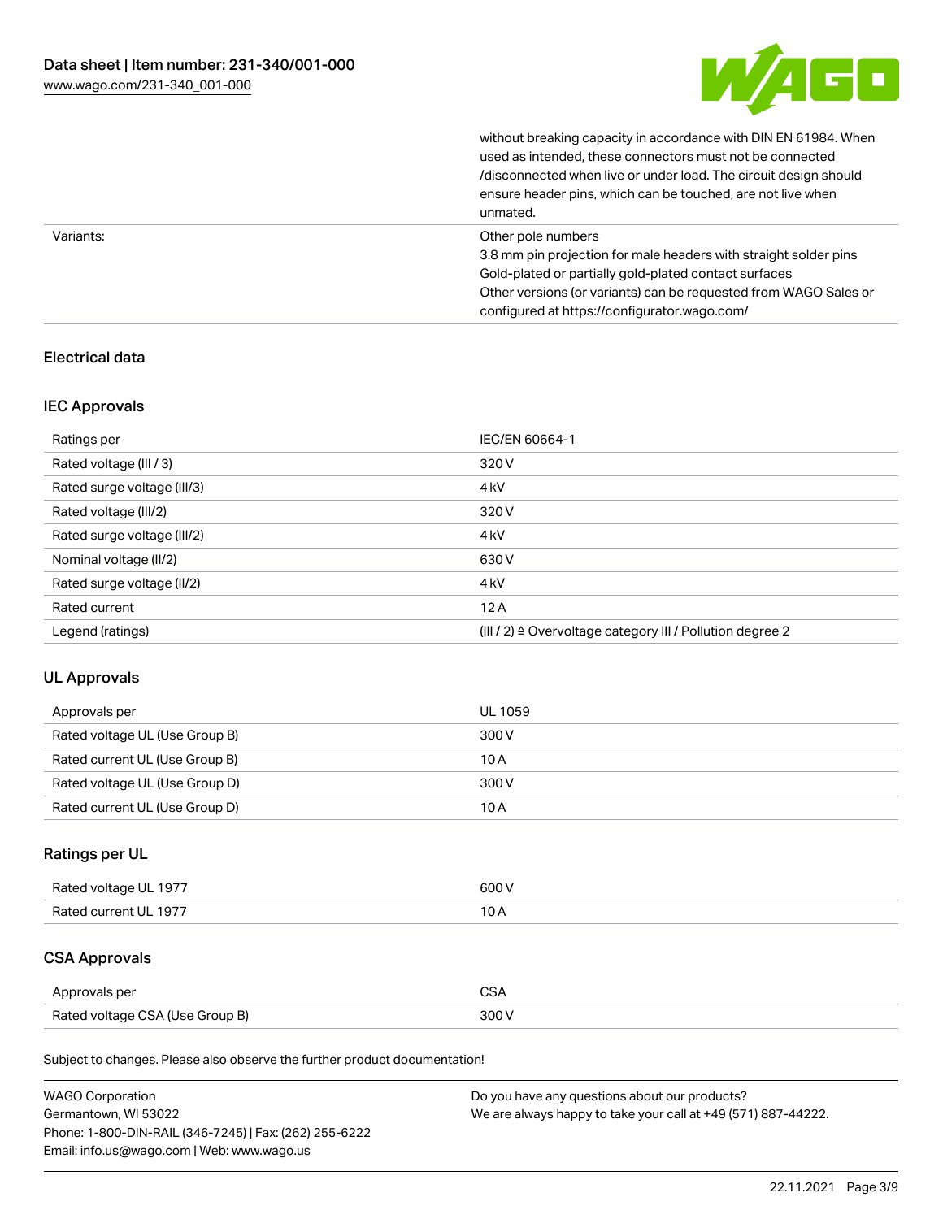| | |
|---|---|
| | without breaking capacity in accordance with DIN EN 61984. When used as intended, these connectors must not be connected /disconnected when live or under load. The circuit design should ensure header pins, which can be touched, are not live when unmated. |
| Variants: | Other pole numbers<br>3.8 mm pin projection for male headers with straight solder pins<br>Gold-plated or partially gold-plated contact surfaces<br>Other versions (or variants) can be requested from WAGO Sales or configured at https://configurator.wago.com/ |

## Electrical data

### IEC Approvals

| Ratings per | IEC/EN 60664-1 |
|---|---|
| Rated voltage (III / 3) | 320 V |
| Rated surge voltage (III/3) | 4 kV |
| Rated voltage (III/2) | 320 V |
| Rated surge voltage (III/2) | 4 kV |
| Nominal voltage (II/2) | 630 V |
| Rated surge voltage (II/2) | 4 kV |
| Rated current | 12 A |
| Legend (ratings) | (III / 2) ≙ Overvoltage category III / Pollution degree 2 |

### UL Approvals

| Approvals per | UL 1059 |
|---|---|
| Rated voltage UL (Use Group B) | 300 V |
| Rated current UL (Use Group B) | 10 A |
| Rated voltage UL (Use Group D) | 300 V |
| Rated current UL (Use Group D) | 10 A |

### Ratings per UL

| Rated voltage UL 1977 | 600 V |
|---|---|
| Rated current UL 1977 | 10 A |

### CSA Approvals

| Approvals per | CSA |
|---|---|
| Rated voltage CSA (Use Group B) | 300 V |

Subject to changes. Please also observe the further product documentation!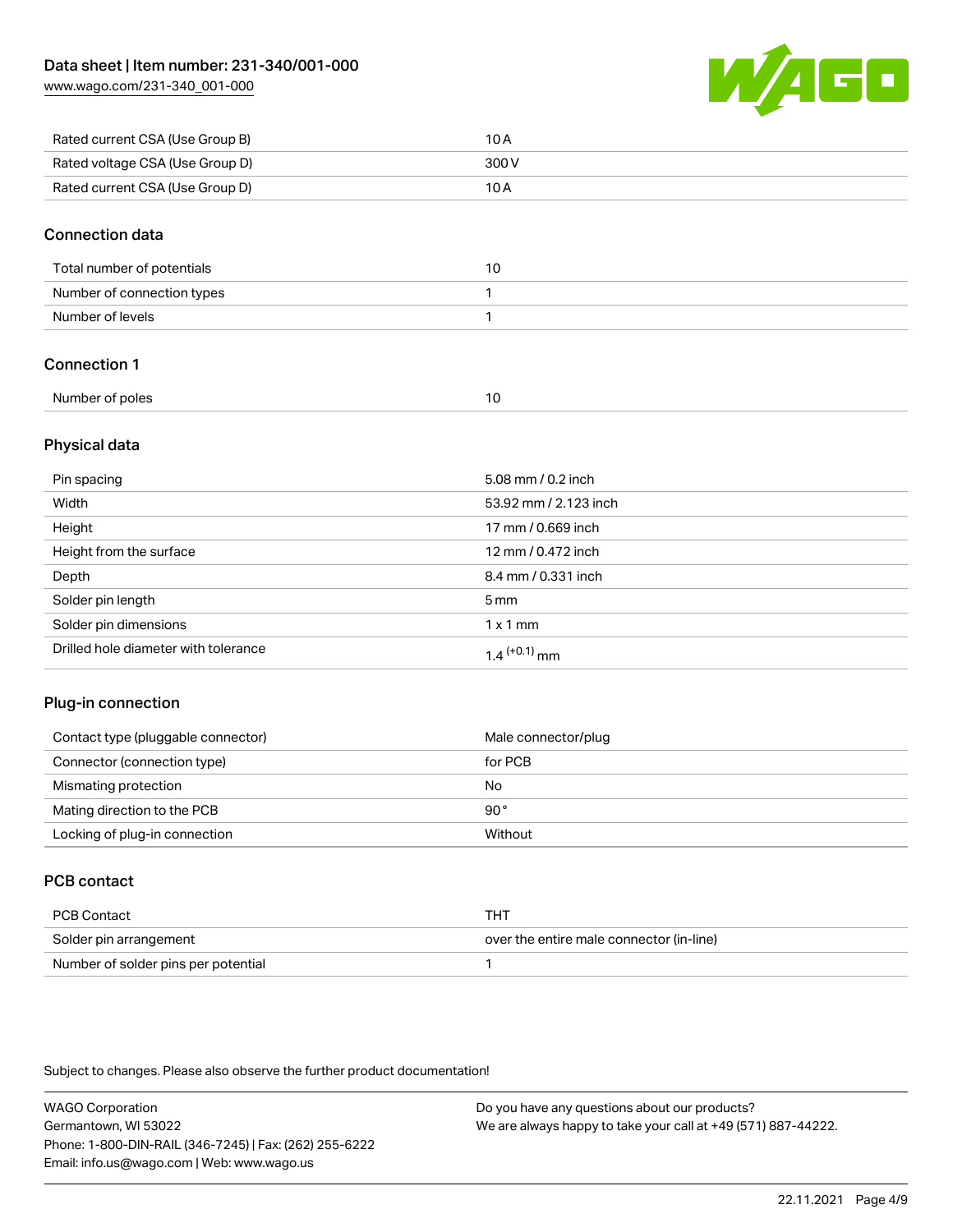| | |
|---|---|
| Rated current CSA (Use Group B) | 10 A |
| Rated voltage CSA (Use Group D) | 300 V |
| Rated current CSA (Use Group D) | 10 A |

## Connection data

| | |
|---|---|
| Total number of potentials | 10 |
| Number of connection types | 1 |
| Number of levels | 1 |

## Connection 1

| | |
|---|---|
| Number of poles | 10 |

## Physical data

| | |
|---|---|
| Pin spacing | 5.08 mm / 0.2 inch |
| Width | 53.92 mm / 2.123 inch |
| Height | 17 mm / 0.669 inch |
| Height from the surface | 12 mm / 0.472 inch |
| Depth | 8.4 mm / 0.331 inch |
| Solder pin length | 5 mm |
| Solder pin dimensions | 1 x 1 mm |
| Drilled hole diameter with tolerance | $1.4^{(+0.1)}$ mm |

## Plug-in connection

| | |
|---|---|
| Contact type (pluggable connector) | Male connector/plug |
| Connector (connection type) | for PCB |
| Mismating protection | No |
| Mating direction to the PCB | 90 ° |
| Locking of plug-in connection | Without |

## PCB contact

| | |
|---|---|
| PCB Contact | THT |
| Solder pin arrangement | over the entire male connector (in-line) |
| Number of solder pins per potential | 1 |

Subject to changes. Please also observe the further product documentation!

WAGO Corporation
Germantown, WI 53022
Phone: 1-800-DIN-RAIL (346-7245) | Fax: (262) 255-6222
Email: info.us@wago.com | Web: www.wago.us

Do you have any questions about our products?
We are always happy to take your call at +49 (571) 887-44222.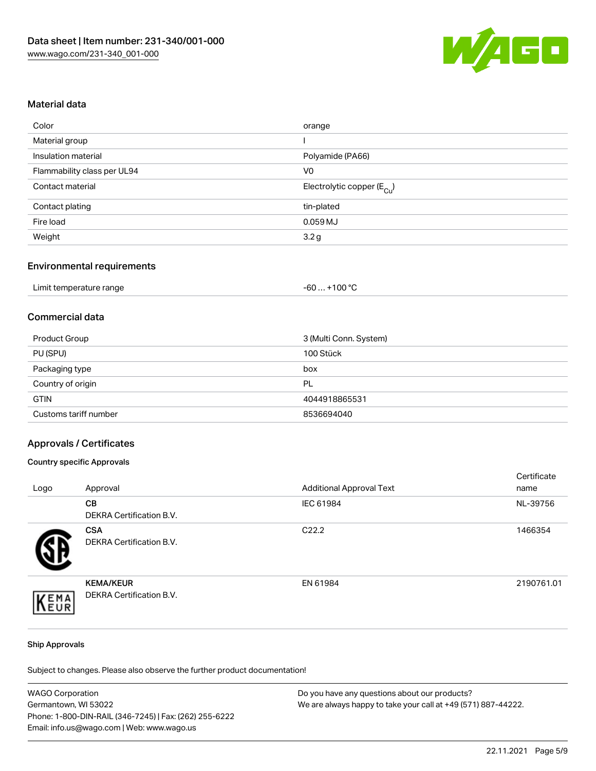## Material data

| | |
|---|---|
| Color | orange |
| Material group | I |
| Insulation material | Polyamide (PA66) |
| Flammability class per UL94 | V0 |
| Contact material | Electrolytic copper ($E_{Cu}$) |
| Contact plating | tin-plated |
| Fire load | 0.059 MJ |
| Weight | 3.2 g |

## Environmental requirements

| | |
|---|---|
| Limit temperature range | -60 … +100 °C |

## Commercial data

| | |
|---|---|
| Product Group | 3 (Multi Conn. System) |
| PU (SPU) | 100 Stück |
| Packaging type | box |
| Country of origin | PL |
| GTIN | 4044918865531 |
| Customs tariff number | 8536694040 |

## Approvals / Certificates

### Country specific Approvals

| Logo | Approval | Additional Approval Text | Certificate name |
|---|---|---|---|
| | **CB** DEKRA Certification B.V. | IEC 61984 | NL-39756 |
| | **CSA** DEKRA Certification B.V. | C22.2 | 1466354 |
| | **KEMA/KEUR** DEKRA Certification B.V. | EN 61984 | 2190761.01 |

### Ship Approvals

Subject to changes. Please also observe the further product documentation!

WAGO Corporation
Germantown, WI 53022
Phone: 1-800-DIN-RAIL (346-7245) | Fax: (262) 255-6222
Email: info.us@wago.com | Web: www.wago.us

Do you have any questions about our products?
We are always happy to take your call at +49 (571) 887-44222.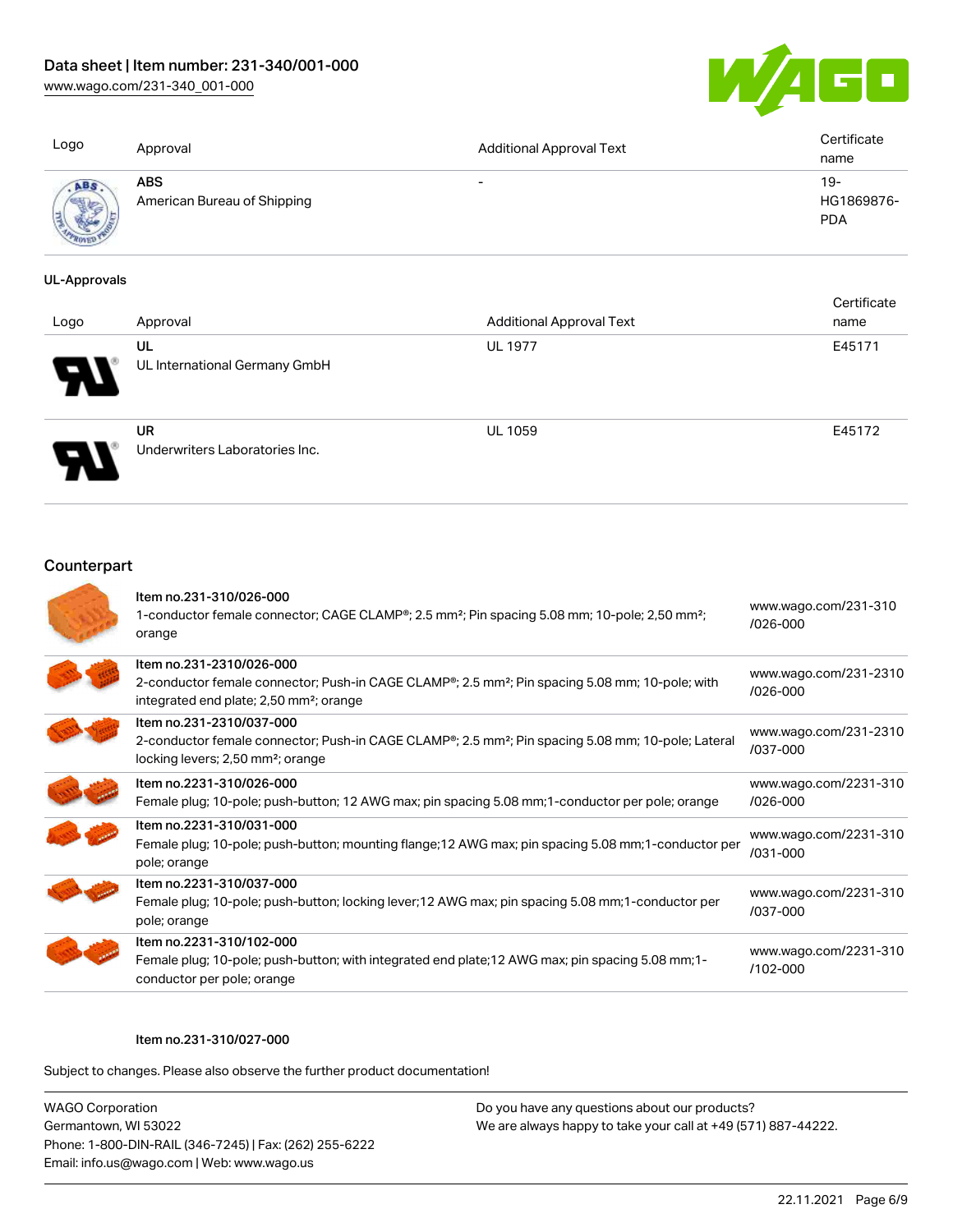| Logo | Approval | Additional Approval Text | Certificate name |
|---|---|---|---|
| | **ABS** American Bureau of Shipping | - | 19-HG1869876-PDA |

**UL-Approvals**

| Logo | Approval | Additional Approval Text | Certificate name |
|---|---|---|---|
| | **UL** UL International Germany GmbH | UL 1977 | E45171 |
| | **UR** Underwriters Laboratories Inc. | UL 1059 | E45172 |

## Counterpart

| | | |
|---|---|---|
| | Item no.231-310/026-000 1-conductor female connector; CAGE CLAMP®; 2.5 mm²; Pin spacing 5.08 mm; 10-pole; 2,50 mm²; orange | www.wago.com/231-310/026-000 |
| | Item no.231-2310/026-000 2-conductor female connector; Push-in CAGE CLAMP®; 2.5 mm²; Pin spacing 5.08 mm; 10-pole; with integrated end plate; 2,50 mm²; orange | www.wago.com/231-2310/026-000 |
| | Item no.231-2310/037-000 2-conductor female connector; Push-in CAGE CLAMP®; 2.5 mm²; Pin spacing 5.08 mm; 10-pole; Lateral locking levers; 2,50 mm²; orange | www.wago.com/231-2310/037-000 |
| | Item no.2231-310/026-000 Female plug; 10-pole; push-button; 12 AWG max; pin spacing 5.08 mm;1-conductor per pole; orange | www.wago.com/2231-310/026-000 |
| | Item no.2231-310/031-000 Female plug; 10-pole; push-button; mounting flange;12 AWG max; pin spacing 5.08 mm;1-conductor per pole; orange | www.wago.com/2231-310/031-000 |
| | Item no.2231-310/037-000 Female plug; 10-pole; push-button; locking lever;12 AWG max; pin spacing 5.08 mm;1-conductor per pole; orange | www.wago.com/2231-310/037-000 |
| | Item no.2231-310/102-000 Female plug; 10-pole; push-button; with integrated end plate;12 AWG max; pin spacing 5.08 mm;1-conductor per pole; orange | www.wago.com/2231-310/102-000 |

Item no.231-310/027-000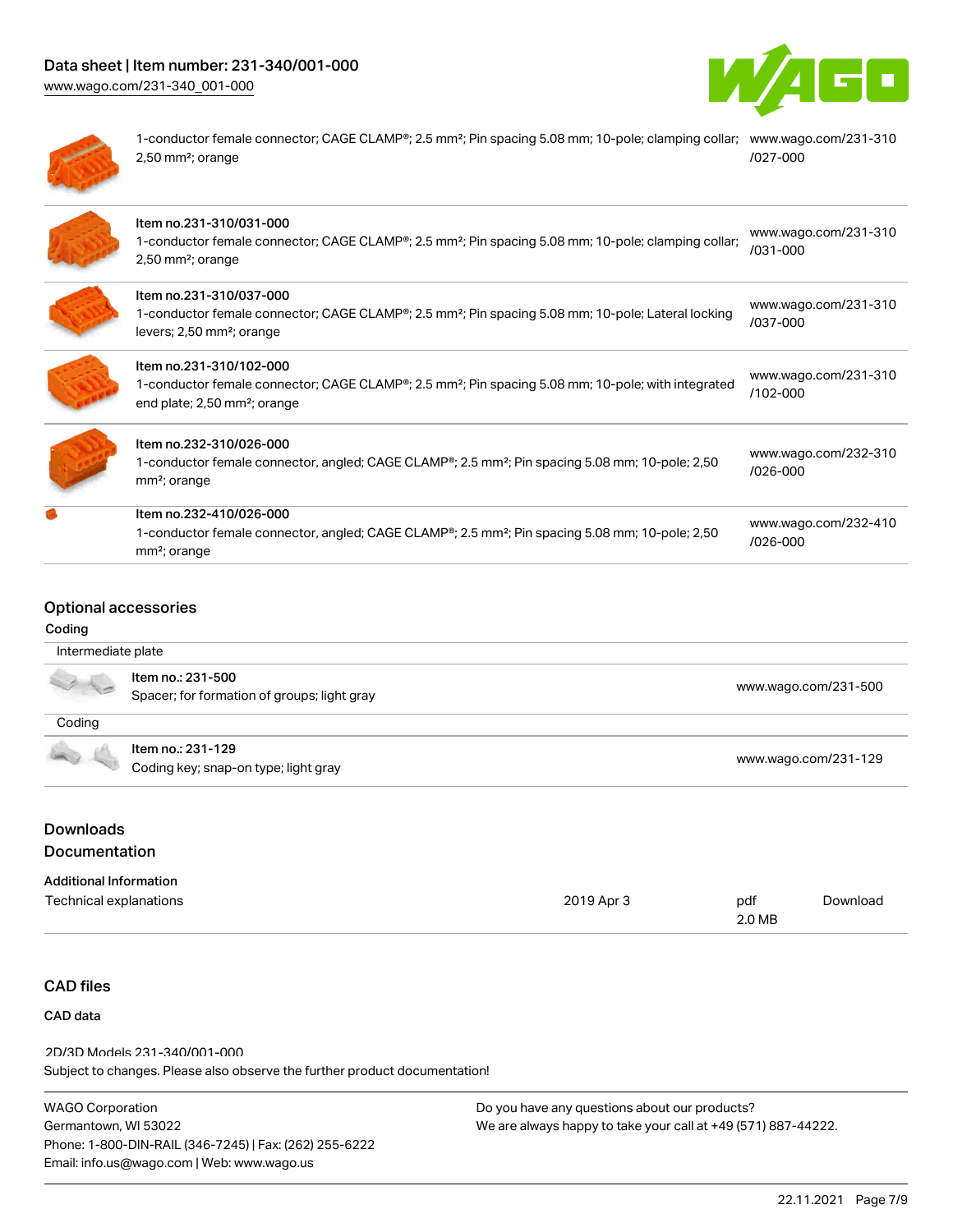| | | |
|---|---|---|
| | 1-conductor female connector; CAGE CLAMP®; 2.5 mm²; Pin spacing 5.08 mm; 10-pole; clamping collar; 2,50 mm²; orange | www.wago.com/231-310/027-000 |
| | Item no.231-310/031-000<br>1-conductor female connector; CAGE CLAMP®; 2.5 mm²; Pin spacing 5.08 mm; 10-pole; clamping collar; 2,50 mm²; orange | www.wago.com/231-310/031-000 |
| | Item no.231-310/037-000<br>1-conductor female connector; CAGE CLAMP®; 2.5 mm²; Pin spacing 5.08 mm; 10-pole; Lateral locking levers; 2,50 mm²; orange | www.wago.com/231-310/037-000 |
| | Item no.231-310/102-000<br>1-conductor female connector; CAGE CLAMP®; 2.5 mm²; Pin spacing 5.08 mm; 10-pole; with integrated end plate; 2,50 mm²; orange | www.wago.com/231-310/102-000 |
| | Item no.232-310/026-000<br>1-conductor female connector, angled; CAGE CLAMP®; 2.5 mm²; Pin spacing 5.08 mm; 10-pole; 2,50 mm²; orange | www.wago.com/232-310/026-000 |
| | Item no.232-410/026-000<br>1-conductor female connector, angled; CAGE CLAMP®; 2.5 mm²; Pin spacing 5.08 mm; 10-pole; 2,50 mm²; orange | www.wago.com/232-410/026-000 |

## Optional accessories

### Coding

Intermediate plate

| | | |
|---|---|---|
| | Item no.: 231-500<br>Spacer; for formation of groups; light gray | www.wago.com/231-500 |

Coding

| | | |
|---|---|---|
| | Item no.: 231-129<br>Coding key; snap-on type; light gray | www.wago.com/231-129 |

## Downloads

### Documentation

**Additional Information**

| | | | |
|---|---|---|---|
| Technical explanations | 2019 Apr 3 | pdf<br>2.0 MB | Download |

## CAD files

**CAD data**

2D/3D Models 231-340/001-000

Subject to changes. Please also observe the further product documentation!

WAGO Corporation
Germantown, WI 53022
Phone: 1-800-DIN-RAIL (346-7245) | Fax: (262) 255-6222
Email: info.us@wago.com | Web: www.wago.us

Do you have any questions about our products?
We are always happy to take your call at +49 (571) 887-44222.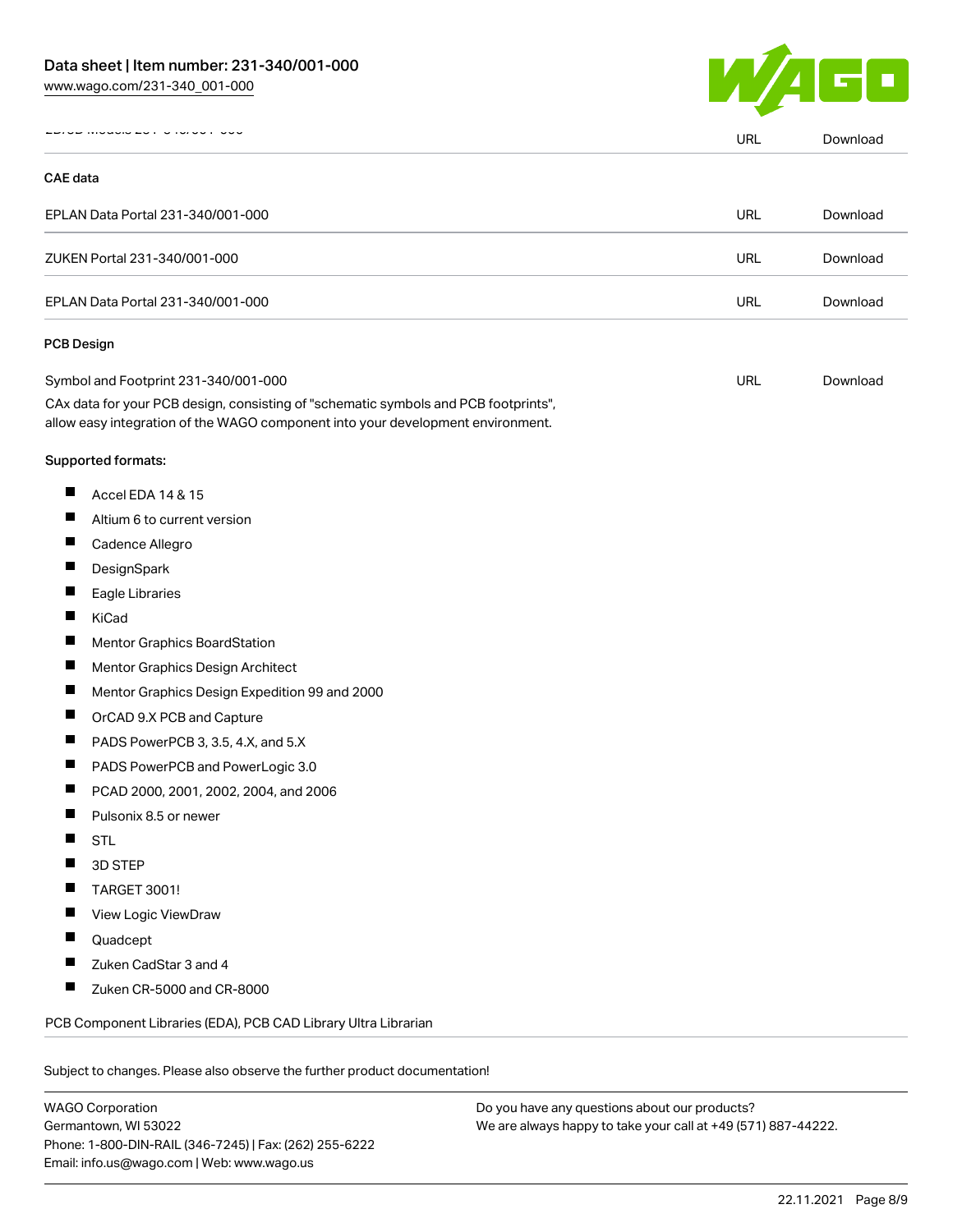| | | |
|---|---|---|
| 2D/3D Models 231-340/001-000 | URL | Download |

### CAE data

| | | |
|---|---|---|
| EPLAN Data Portal 231-340/001-000 | URL | Download |
| ZUKEN Portal 231-340/001-000 | URL | Download |
| EPLAN Data Portal 231-340/001-000 | URL | Download |

### PCB Design

| | | |
|---|---|---|
| Symbol and Footprint 231-340/001-000 | URL | Download |

CAx data for your PCB design, consisting of "schematic symbols and PCB footprints", allow easy integration of the WAGO component into your development environment.

Supported formats:

- Accel EDA 14 & 15
- Altium 6 to current version
- Cadence Allegro
- DesignSpark
- Eagle Libraries
- KiCad
- Mentor Graphics BoardStation
- Mentor Graphics Design Architect
- Mentor Graphics Design Expedition 99 and 2000
- OrCAD 9.X PCB and Capture
- PADS PowerPCB 3, 3.5, 4.X, and 5.X
- PADS PowerPCB and PowerLogic 3.0
- PCAD 2000, 2001, 2002, 2004, and 2006
- Pulsonix 8.5 or newer
- STL
- 3D STEP
- TARGET 3001!
- View Logic ViewDraw
- Quadcept
- Zuken CadStar 3 and 4
- Zuken CR-5000 and CR-8000

PCB Component Libraries (EDA), PCB CAD Library Ultra Librarian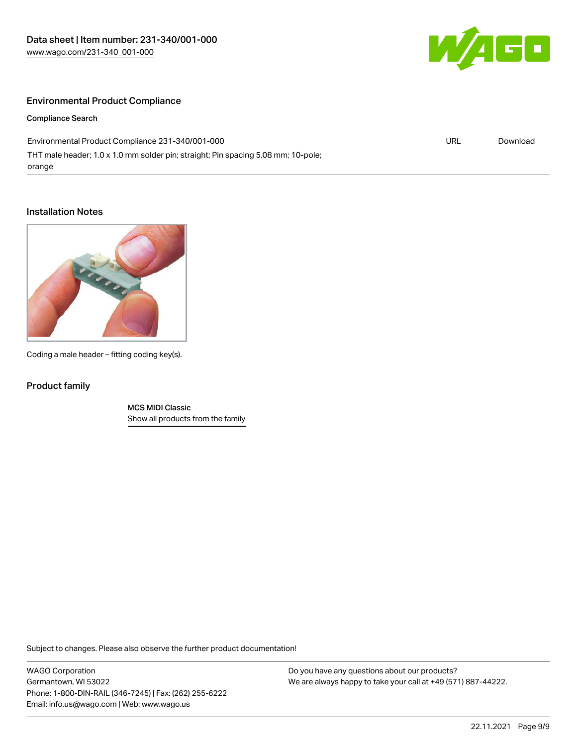## Environmental Product Compliance

### Compliance Search

| | | |
|---|---|---|
| Environmental Product Compliance 231-340/001-000<br>THT male header; 1.0 x 1.0 mm solder pin; straight; Pin spacing 5.08 mm; 10-pole; orange | URL | Download |

## Installation Notes

Coding a male header – fitting coding key(s).

## Product family

MCS MIDI Classic
Show all products from the family

Subject to changes. Please also observe the further product documentation!

WAGO Corporation
Germantown, WI 53022
Phone: 1-800-DIN-RAIL (346-7245) | Fax: (262) 255-6222
Email: info.us@wago.com | Web: www.wago.us

Do you have any questions about our products?
We are always happy to take your call at +49 (571) 887-44222.